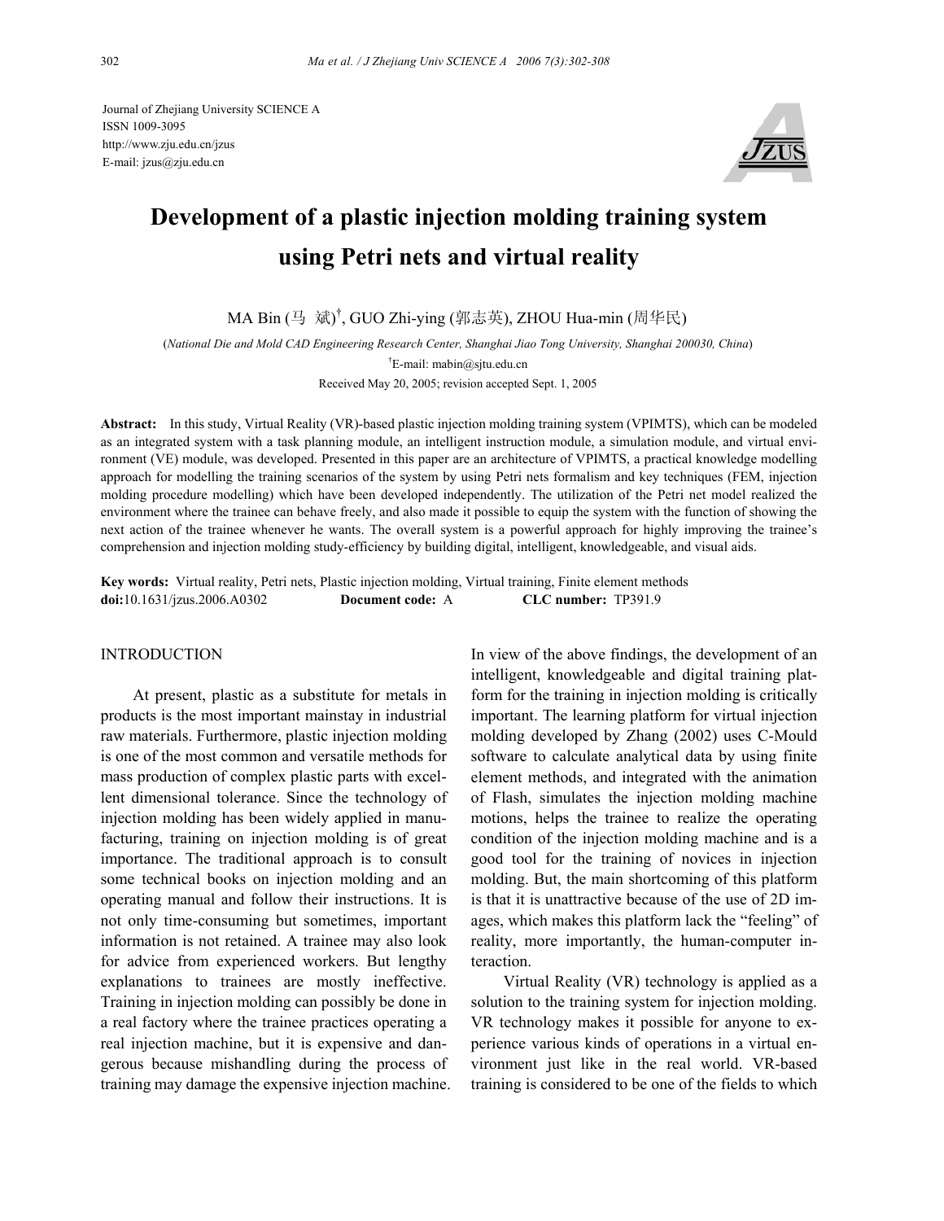Journal of Zhejiang University SCIENCE A
ISSN 1009-3095
http://www.zju.edu.cn/jzus
E-mail: jzus@zju.edu.cn

# Development of a plastic injection molding training system using Petri nets and virtual reality

MA Bin (马 斌)[†], GUO Zhi-ying (郭志英), ZHOU Hua-min (周华民)

(*National Die and Mold CAD Engineering Research Center, Shanghai Jiao Tong University, Shanghai 200030, China*)

[†]E-mail: mabin@sjtu.edu.cn

Received May 20, 2005; revision accepted Sept. 1, 2005

**Abstract:** In this study, Virtual Reality (VR)-based plastic injection molding training system (VPIMTS), which can be modeled as an integrated system with a task planning module, an intelligent instruction module, a simulation module, and virtual environment (VE) module, was developed. Presented in this paper are an architecture of VPIMTS, a practical knowledge modelling approach for modelling the training scenarios of the system by using Petri nets formalism and key techniques (FEM, injection molding procedure modelling) which have been developed independently. The utilization of the Petri net model realized the environment where the trainee can behave freely, and also made it possible to equip the system with the function of showing the next action of the trainee whenever he wants. The overall system is a powerful approach for highly improving the trainee's comprehension and injection molding study-efficiency by building digital, intelligent, knowledgeable, and visual aids.

**Key words:** Virtual reality, Petri nets, Plastic injection molding, Virtual training, Finite element methods
**doi:**10.1631/jzus.2006.A0302 **Document code:** A **CLC number:** TP391.9

## INTRODUCTION

At present, plastic as a substitute for metals in products is the most important mainstay in industrial raw materials. Furthermore, plastic injection molding is one of the most common and versatile methods for mass production of complex plastic parts with excellent dimensional tolerance. Since the technology of injection molding has been widely applied in manufacturing, training on injection molding is of great importance. The traditional approach is to consult some technical books on injection molding and an operating manual and follow their instructions. It is not only time-consuming but sometimes, important information is not retained. A trainee may also look for advice from experienced workers. But lengthy explanations to trainees are mostly ineffective. Training in injection molding can possibly be done in a real factory where the trainee practices operating a real injection machine, but it is expensive and dangerous because mishandling during the process of training may damage the expensive injection machine. In view of the above findings, the development of an intelligent, knowledgeable and digital training platform for the training in injection molding is critically important. The learning platform for virtual injection molding developed by Zhang (2002) uses C-Mould software to calculate analytical data by using finite element methods, and integrated with the animation of Flash, simulates the injection molding machine motions, helps the trainee to realize the operating condition of the injection molding machine and is a good tool for the training of novices in injection molding. But, the main shortcoming of this platform is that it is unattractive because of the use of 2D images, which makes this platform lack the "feeling" of reality, more importantly, the human-computer interaction.

Virtual Reality (VR) technology is applied as a solution to the training system for injection molding. VR technology makes it possible for anyone to experience various kinds of operations in a virtual environment just like in the real world. VR-based training is considered to be one of the fields to which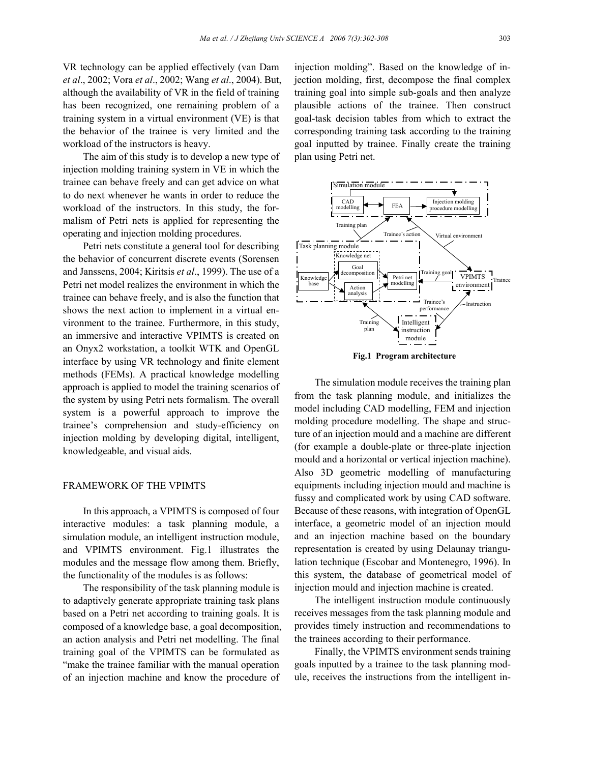VR technology can be applied effectively (van Dam *et al*., 2002; Vora *et al*., 2002; Wang *et al*., 2004). But, although the availability of VR in the field of training has been recognized, one remaining problem of a training system in a virtual environment (VE) is that the behavior of the trainee is very limited and the workload of the instructors is heavy.

The aim of this study is to develop a new type of injection molding training system in VE in which the trainee can behave freely and can get advice on what to do next whenever he wants in order to reduce the workload of the instructors. In this study, the formalism of Petri nets is applied for representing the operating and injection molding procedures.

Petri nets constitute a general tool for describing the behavior of concurrent discrete events (Sorensen and Janssens, 2004; Kiritsis *et al*., 1999). The use of a Petri net model realizes the environment in which the trainee can behave freely, and is also the function that shows the next action to implement in a virtual environment to the trainee. Furthermore, in this study, an immersive and interactive VPIMTS is created on an Onyx2 workstation, a toolkit WTK and OpenGL interface by using VR technology and finite element methods (FEMs). A practical knowledge modelling approach is applied to model the training scenarios of the system by using Petri nets formalism. The overall system is a powerful approach to improve the trainee's comprehension and study-efficiency on injection molding by developing digital, intelligent, knowledgeable, and visual aids.

## FRAMEWORK OF THE VPIMTS

In this approach, a VPIMTS is composed of four interactive modules: a task planning module, a simulation module, an intelligent instruction module, and VPIMTS environment. Fig.1 illustrates the modules and the message flow among them. Briefly, the functionality of the modules is as follows:

The responsibility of the task planning module is to adaptively generate appropriate training task plans based on a Petri net according to training goals. It is composed of a knowledge base, a goal decomposition, an action analysis and Petri net modelling. The final training goal of the VPIMTS can be formulated as "make the trainee familiar with the manual operation of an injection machine and know the procedure of injection molding". Based on the knowledge of injection molding, first, decompose the final complex training goal into simple sub-goals and then analyze plausible actions of the trainee. Then construct goal-task decision tables from which to extract the corresponding training task according to the training goal inputted by trainee. Finally create the training plan using Petri net.

Simulation module
CAD modelling
FEA
Injection molding procedure modelling
Training plan
Trainee's action
Virtual environment
Task planning module
Knowledge net
Knowledge base
Goal decomposition
Action analysis
Petri net modelling
Training goal
VPIMTS environment
Trainee
Trainee's performance
Instruction
Training plan
Intelligent instruction module

**Fig.1 Program architecture**

The simulation module receives the training plan from the task planning module, and initializes the model including CAD modelling, FEM and injection molding procedure modelling. The shape and structure of an injection mould and a machine are different (for example a double-plate or three-plate injection mould and a horizontal or vertical injection machine). Also 3D geometric modelling of manufacturing equipments including injection mould and machine is fussy and complicated work by using CAD software. Because of these reasons, with integration of OpenGL interface, a geometric model of an injection mould and an injection machine based on the boundary representation is created by using Delaunay triangulation technique (Escobar and Montenegro, 1996). In this system, the database of geometrical model of injection mould and injection machine is created.

The intelligent instruction module continuously receives messages from the task planning module and provides timely instruction and recommendations to the trainees according to their performance.

Finally, the VPIMTS environment sends training goals inputted by a trainee to the task planning module, receives the instructions from the intelligent in-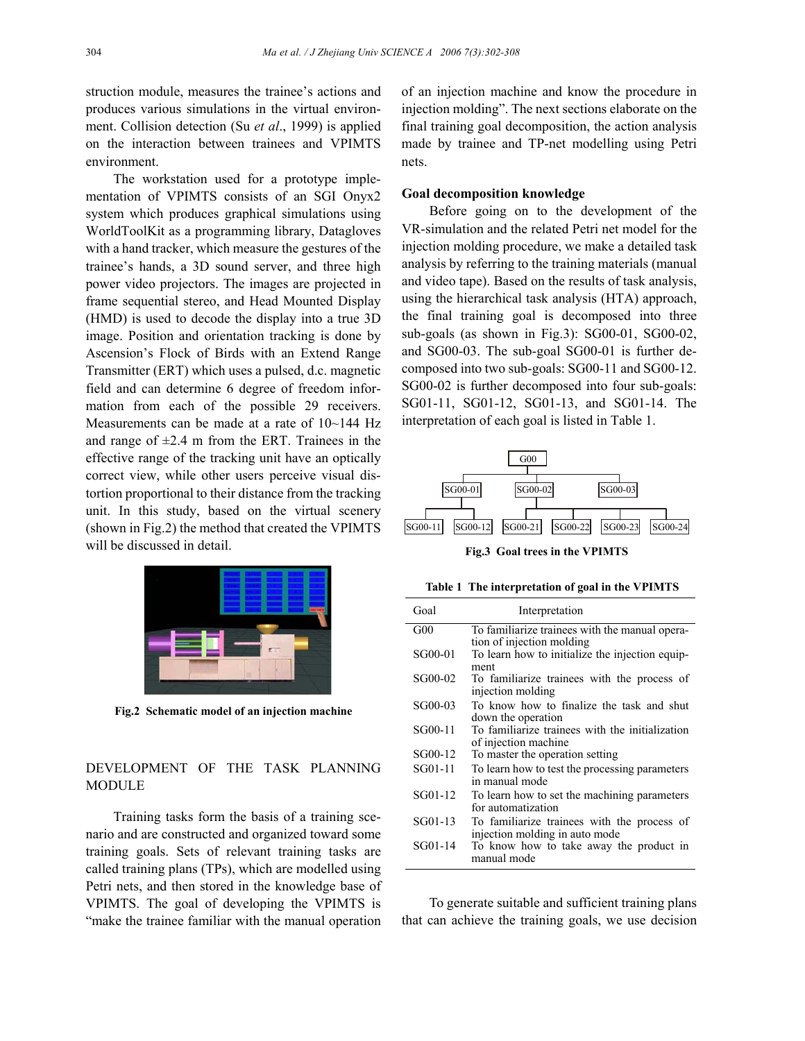struction module, measures the trainee's actions and produces various simulations in the virtual environment. Collision detection (Su *et al*., 1999) is applied on the interaction between trainees and VPIMTS environment.

The workstation used for a prototype implementation of VPIMTS consists of an SGI Onyx2 system which produces graphical simulations using WorldToolKit as a programming library, Datagloves with a hand tracker, which measure the gestures of the trainee's hands, a 3D sound server, and three high power video projectors. The images are projected in frame sequential stereo, and Head Mounted Display (HMD) is used to decode the display into a true 3D image. Position and orientation tracking is done by Ascension's Flock of Birds with an Extend Range Transmitter (ERT) which uses a pulsed, d.c. magnetic field and can determine 6 degree of freedom information from each of the possible 29 receivers. Measurements can be made at a rate of 10~144 Hz and range of ±2.4 m from the ERT. Trainees in the effective range of the tracking unit have an optically correct view, while other users perceive visual distortion proportional to their distance from the tracking unit. In this study, based on the virtual scenery (shown in Fig.2) the method that created the VPIMTS will be discussed in detail.

**Fig.2 Schematic model of an injection machine**

## DEVELOPMENT OF THE TASK PLANNING MODULE

Training tasks form the basis of a training scenario and are constructed and organized toward some training goals. Sets of relevant training tasks are called training plans (TPs), which are modelled using Petri nets, and then stored in the knowledge base of VPIMTS. The goal of developing the VPIMTS is "make the trainee familiar with the manual operation of an injection machine and know the procedure in injection molding". The next sections elaborate on the final training goal decomposition, the action analysis made by trainee and TP-net modelling using Petri nets.

### Goal decomposition knowledge

Before going on to the development of the VR-simulation and the related Petri net model for the injection molding procedure, we make a detailed task analysis by referring to the training materials (manual and video tape). Based on the results of task analysis, using the hierarchical task analysis (HTA) approach, the final training goal is decomposed into three sub-goals (as shown in Fig.3): SG00-01, SG00-02, and SG00-03. The sub-goal SG00-01 is further decomposed into two sub-goals: SG00-11 and SG00-12. SG00-02 is further decomposed into four sub-goals: SG01-11, SG01-12, SG01-13, and SG01-14. The interpretation of each goal is listed in Table 1.

**Fig.3 Goal trees in the VPIMTS**

**Table 1 The interpretation of goal in the VPIMTS**

| Goal | Interpretation |
|---|---|
| G00 | To familiarize trainees with the manual operation of injection molding |
| SG00-01 | To learn how to initialize the injection equipment |
| SG00-02 | To familiarize trainees with the process of injection molding |
| SG00-03 | To know how to finalize the task and shut down the operation |
| SG00-11 | To familiarize trainees with the initialization of injection machine |
| SG00-12 | To master the operation setting |
| SG01-11 | To learn how to test the processing parameters in manual mode |
| SG01-12 | To learn how to set the machining parameters for automatization |
| SG01-13 | To familiarize trainees with the process of injection molding in auto mode |
| SG01-14 | To know how to take away the product in manual mode |

To generate suitable and sufficient training plans that can achieve the training goals, we use decision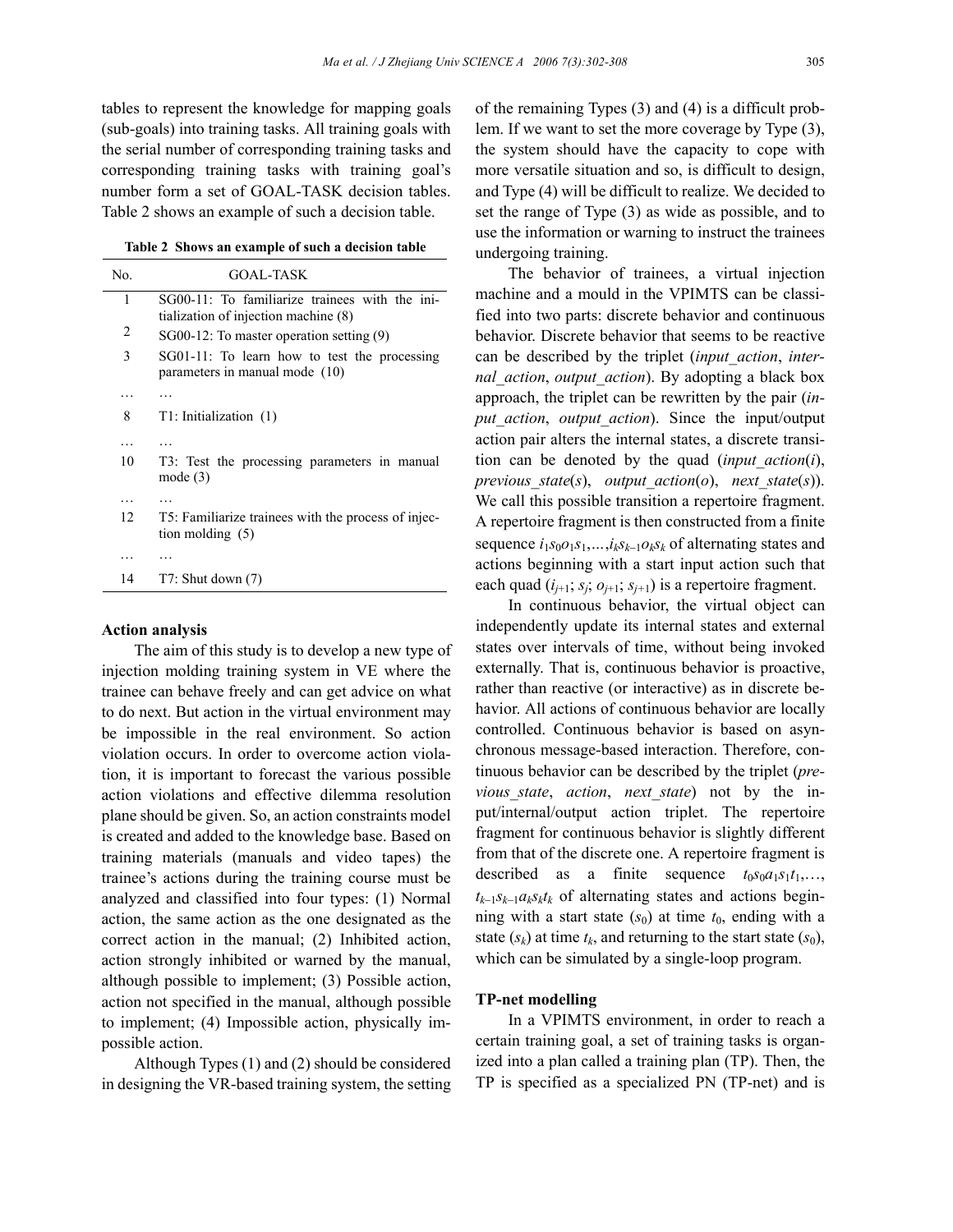tables to represent the knowledge for mapping goals (sub-goals) into training tasks. All training goals with the serial number of corresponding training tasks and corresponding training tasks with training goal's number form a set of GOAL-TASK decision tables. Table 2 shows an example of such a decision table.

**Table 2 Shows an example of such a decision table**

| No. | GOAL-TASK |
|---|---|
| 1 | SG00-11: To familiarize trainees with the initialization of injection machine (8) |
| 2 | SG00-12: To master operation setting (9) |
| 3 | SG01-11: To learn how to test the processing parameters in manual mode (10) |
| … | … |
| 8 | T1: Initialization (1) |
| … | … |
| 10 | T3: Test the processing parameters in manual mode (3) |
| … | … |
| 12 | T5: Familiarize trainees with the process of injection molding (5) |
| … | … |
| 14 | T7: Shut down (7) |

### Action analysis

The aim of this study is to develop a new type of injection molding training system in VE where the trainee can behave freely and can get advice on what to do next. But action in the virtual environment may be impossible in the real environment. So action violation occurs. In order to overcome action violation, it is important to forecast the various possible action violations and effective dilemma resolution plane should be given. So, an action constraints model is created and added to the knowledge base. Based on training materials (manuals and video tapes) the trainee's actions during the training course must be analyzed and classified into four types: (1) Normal action, the same action as the one designated as the correct action in the manual; (2) Inhibited action, action strongly inhibited or warned by the manual, although possible to implement; (3) Possible action, action not specified in the manual, although possible to implement; (4) Impossible action, physically impossible action.

Although Types (1) and (2) should be considered in designing the VR-based training system, the setting of the remaining Types (3) and (4) is a difficult problem. If we want to set the more coverage by Type (3), the system should have the capacity to cope with more versatile situation and so, is difficult to design, and Type (4) will be difficult to realize. We decided to set the range of Type (3) as wide as possible, and to use the information or warning to instruct the trainees undergoing training.

The behavior of trainees, a virtual injection machine and a mould in the VPIMTS can be classified into two parts: discrete behavior and continuous behavior. Discrete behavior that seems to be reactive can be described by the triplet (*input_action*, *internal_action*, *output_action*). By adopting a black box approach, the triplet can be rewritten by the pair (*input_action*, *output_action*). Since the input/output action pair alters the internal states, a discrete transition can be denoted by the quad (*input_action*($i$), *previous_state*($s$), *output_action*($o$), *next_state*($s$)). We call this possible transition a repertoire fragment. A repertoire fragment is then constructed from a finite sequence $i_1s_0o_1s_1,\ldots,i_ks_{k-1}o_ks_k$ of alternating states and actions beginning with a start input action such that each quad ($i_{j+1}$; $s_j$; $o_{j+1}$; $s_{j+1}$) is a repertoire fragment.

In continuous behavior, the virtual object can independently update its internal states and external states over intervals of time, without being invoked externally. That is, continuous behavior is proactive, rather than reactive (or interactive) as in discrete behavior. All actions of continuous behavior are locally controlled. Continuous behavior is based on asynchronous message-based interaction. Therefore, continuous behavior can be described by the triplet (*previous_state*, *action*, *next_state*) not by the input/internal/output action triplet. The repertoire fragment for continuous behavior is slightly different from that of the discrete one. A repertoire fragment is described as a finite sequence $t_0s_0a_1s_1t_1,\ldots,$ $t_{k-1}s_{k-1}a_ks_kt_k$ of alternating states and actions beginning with a start state ($s_0$) at time $t_0$, ending with a state ($s_k$) at time $t_k$, and returning to the start state ($s_0$), which can be simulated by a single-loop program.

### TP-net modelling

In a VPIMTS environment, in order to reach a certain training goal, a set of training tasks is organized into a plan called a training plan (TP). Then, the TP is specified as a specialized PN (TP-net) and is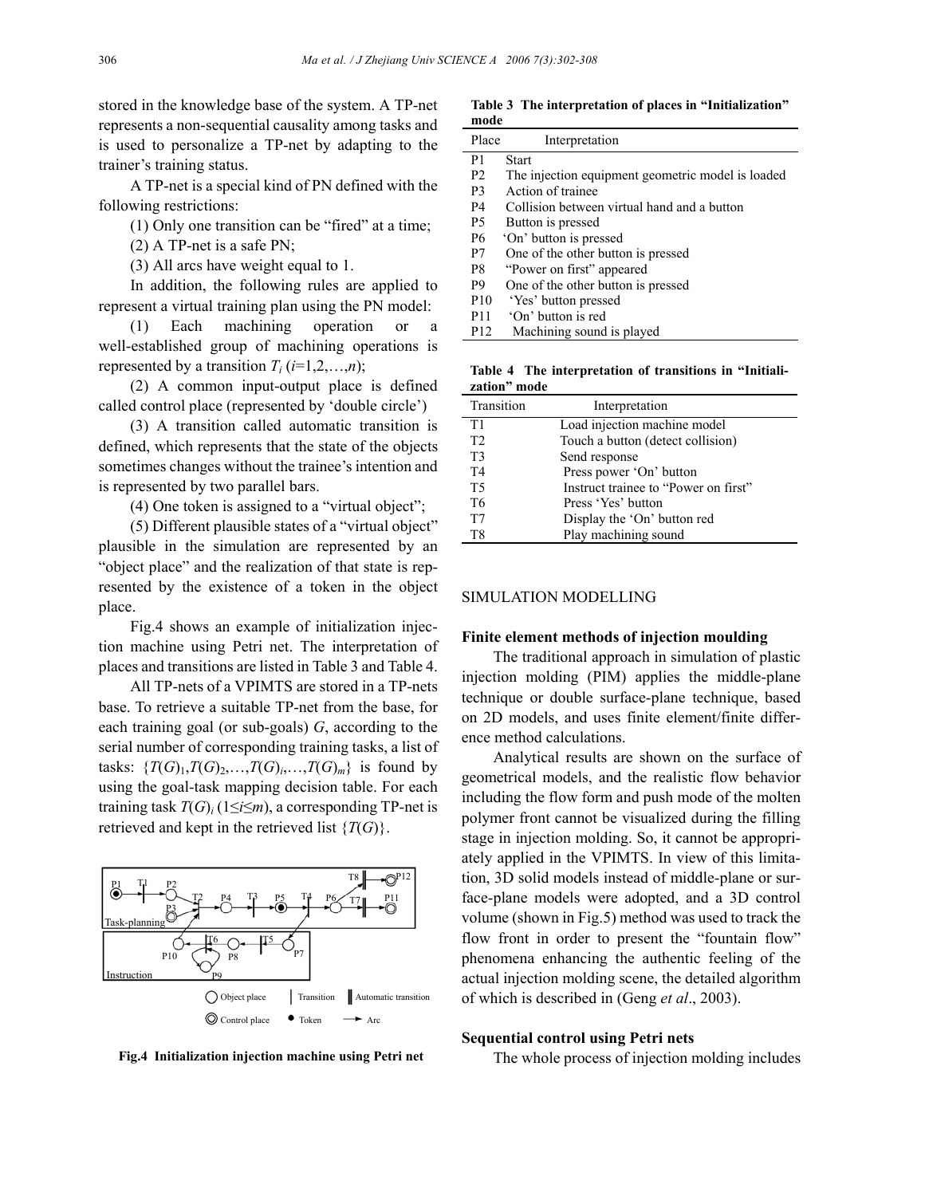stored in the knowledge base of the system. A TP-net represents a non-sequential causality among tasks and is used to personalize a TP-net by adapting to the trainer's training status.

A TP-net is a special kind of PN defined with the following restrictions:

(1) Only one transition can be "fired" at a time;

(2) A TP-net is a safe PN;

(3) All arcs have weight equal to 1.

In addition, the following rules are applied to represent a virtual training plan using the PN model:

(1) Each machining operation or a well-established group of machining operations is represented by a transition $T_i$ ($i$=1,2,…,$n$);

(2) A common input-output place is defined called control place (represented by 'double circle')

(3) A transition called automatic transition is defined, which represents that the state of the objects sometimes changes without the trainee's intention and is represented by two parallel bars.

(4) One token is assigned to a "virtual object";

(5) Different plausible states of a "virtual object" plausible in the simulation are represented by an "object place" and the realization of that state is represented by the existence of a token in the object place.

Fig.4 shows an example of initialization injection machine using Petri net. The interpretation of places and transitions are listed in Table 3 and Table 4.

All TP-nets of a VPIMTS are stored in a TP-nets base. To retrieve a suitable TP-net from the base, for each training goal (or sub-goals) $G$, according to the serial number of corresponding training tasks, a list of tasks: $\{T(G)_1, T(G)_2, \ldots, T(G)_i, \ldots, T(G)_m\}$ is found by using the goal-task mapping decision table. For each training task $T(G)_i$ ($1 \le i \le m$), a corresponding TP-net is retrieved and kept in the retrieved list $\{T(G)\}$.

**Fig.4 Initialization injection machine using Petri net**

**Table 3 The interpretation of places in "Initialization" mode**

| Place | Interpretation |
|---|---|
| P1 | Start |
| P2 | The injection equipment geometric model is loaded |
| P3 | Action of trainee |
| P4 | Collision between virtual hand and a button |
| P5 | Button is pressed |
| P6 | 'On' button is pressed |
| P7 | One of the other button is pressed |
| P8 | "Power on first" appeared |
| P9 | One of the other button is pressed |
| P10 | 'Yes' button pressed |
| P11 | 'On' button is red |
| P12 | Machining sound is played |

**Table 4 The interpretation of transitions in "Initialization" mode**

| Transition | Interpretation |
|---|---|
| T1 | Load injection machine model |
| T2 | Touch a button (detect collision) |
| T3 | Send response |
| T4 | Press power 'On' button |
| T5 | Instruct trainee to "Power on first" |
| T6 | Press 'Yes' button |
| T7 | Display the 'On' button red |
| T8 | Play machining sound |

## SIMULATION MODELLING

### Finite element methods of injection moulding

The traditional approach in simulation of plastic injection molding (PIM) applies the middle-plane technique or double surface-plane technique, based on 2D models, and uses finite element/finite difference method calculations.

Analytical results are shown on the surface of geometrical models, and the realistic flow behavior including the flow form and push mode of the molten polymer front cannot be visualized during the filling stage in injection molding. So, it cannot be appropriately applied in the VPIMTS. In view of this limitation, 3D solid models instead of middle-plane or surface-plane models were adopted, and a 3D control volume (shown in Fig.5) method was used to track the flow front in order to present the "fountain flow" phenomena enhancing the authentic feeling of the actual injection molding scene, the detailed algorithm of which is described in (Geng *et al*., 2003).

### Sequential control using Petri nets

The whole process of injection molding includes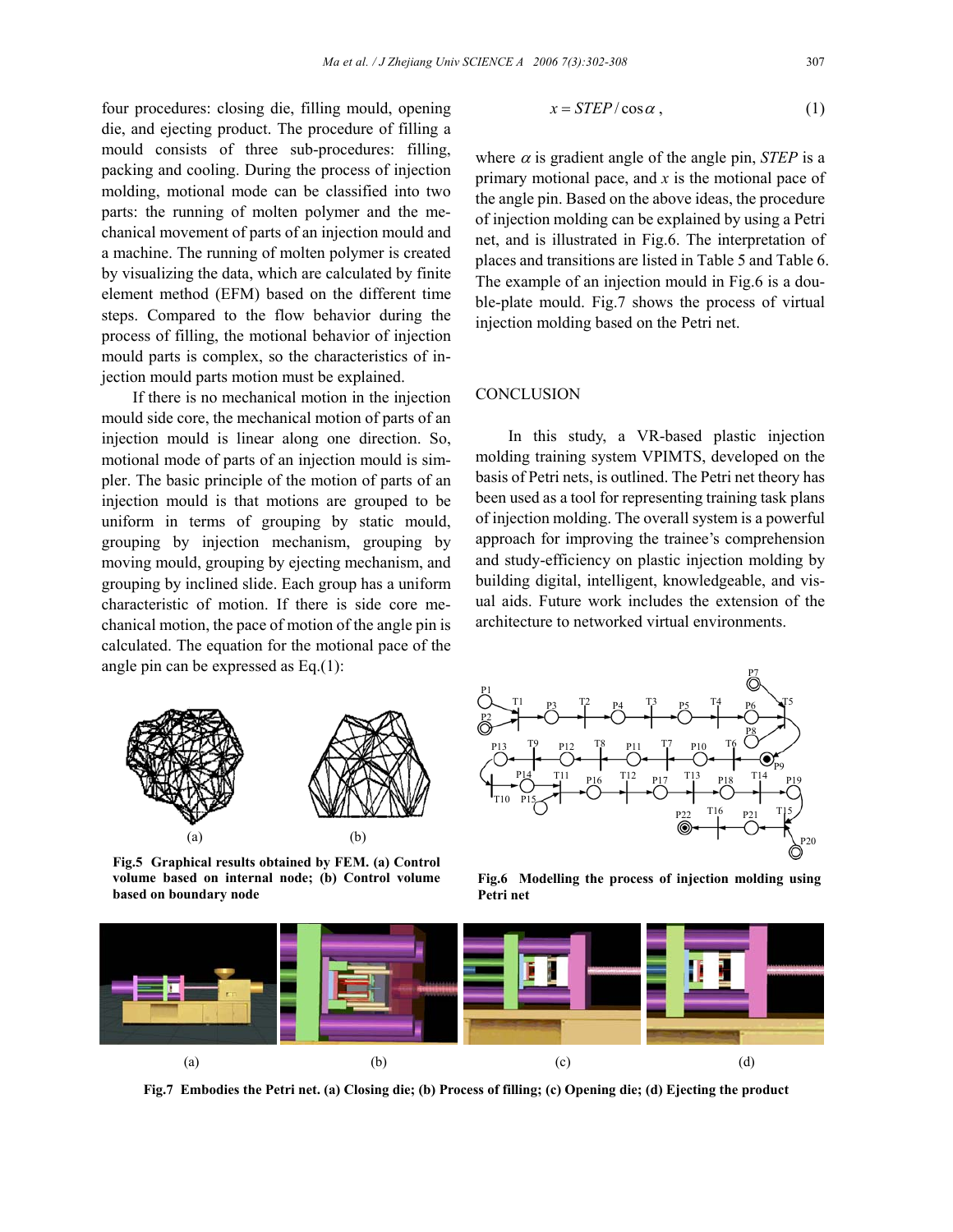four procedures: closing die, filling mould, opening die, and ejecting product. The procedure of filling a mould consists of three sub-procedures: filling, packing and cooling. During the process of injection molding, motional mode can be classified into two parts: the running of molten polymer and the mechanical movement of parts of an injection mould and a machine. The running of molten polymer is created by visualizing the data, which are calculated by finite element method (EFM) based on the different time steps. Compared to the flow behavior during the process of filling, the motional behavior of injection mould parts is complex, so the characteristics of injection mould parts motion must be explained.

If there is no mechanical motion in the injection mould side core, the mechanical motion of parts of an injection mould is linear along one direction. So, motional mode of parts of an injection mould is simpler. The basic principle of the motion of parts of an injection mould is that motions are grouped to be uniform in terms of grouping by static mould, grouping by injection mechanism, grouping by moving mould, grouping by ejecting mechanism, and grouping by inclined slide. Each group has a uniform characteristic of motion. If there is side core mechanical motion, the pace of motion of the angle pin is calculated. The equation for the motional pace of the angle pin can be expressed as Eq.(1):

$$x = STEP / \cos\alpha , \qquad (1)$$

where $\alpha$ is gradient angle of the angle pin, $STEP$ is a primary motional pace, and $x$ is the motional pace of the angle pin. Based on the above ideas, the procedure of injection molding can be explained by using a Petri net, and is illustrated in Fig.6. The interpretation of places and transitions are listed in Table 5 and Table 6. The example of an injection mould in Fig.6 is a double-plate mould. Fig.7 shows the process of virtual injection molding based on the Petri net.

## CONCLUSION

In this study, a VR-based plastic injection molding training system VPIMTS, developed on the basis of Petri nets, is outlined. The Petri net theory has been used as a tool for representing training task plans of injection molding. The overall system is a powerful approach for improving the trainee's comprehension and study-efficiency on plastic injection molding by building digital, intelligent, knowledgeable, and visual aids. Future work includes the extension of the architecture to networked virtual environments.

**Fig.5 Graphical results obtained by FEM. (a) Control volume based on internal node; (b) Control volume based on boundary node**

**Fig.6 Modelling the process of injection molding using Petri net**

**Fig.7 Embodies the Petri net. (a) Closing die; (b) Process of filling; (c) Opening die; (d) Ejecting the product**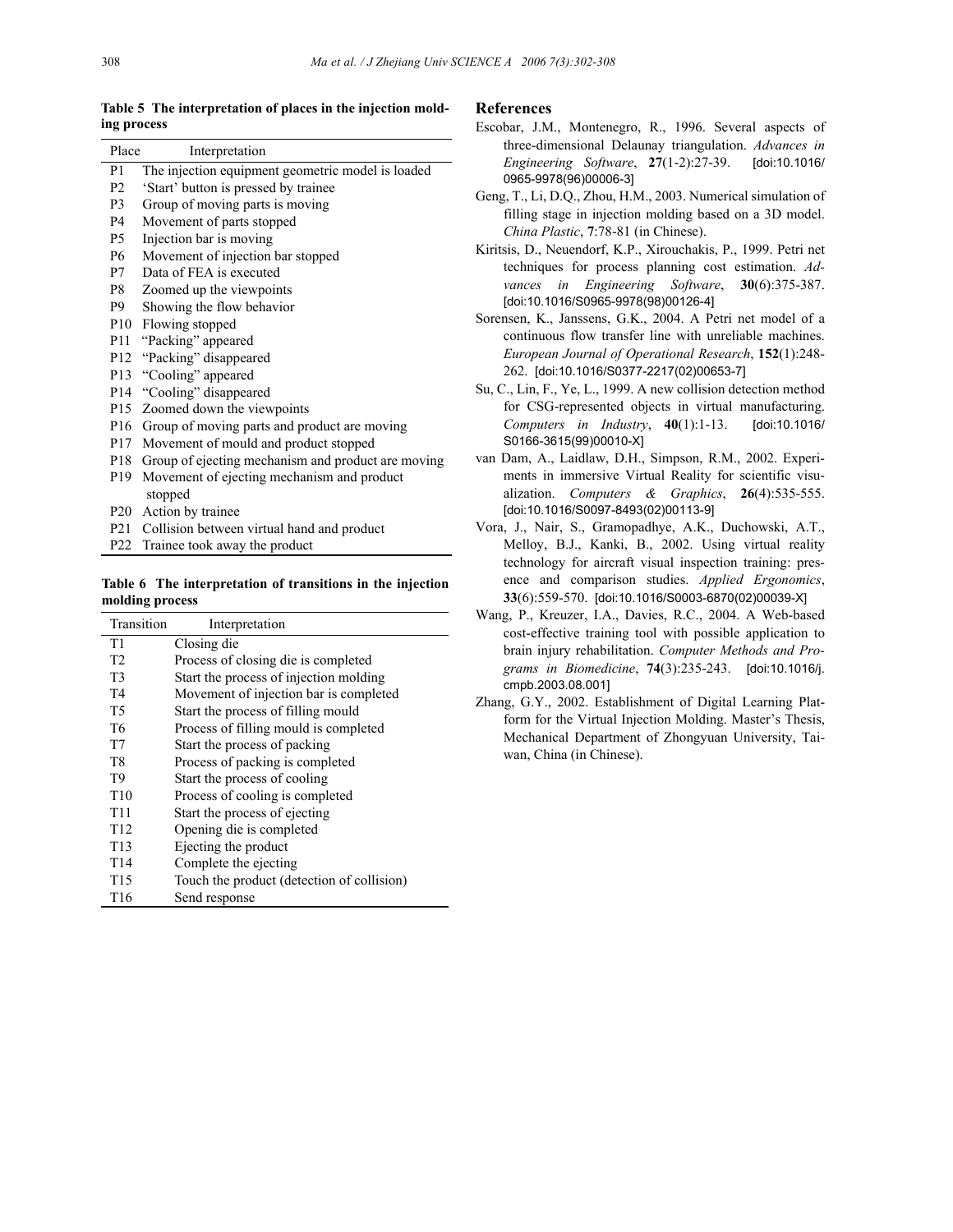**Table 5 The interpretation of places in the injection molding process**

| Place | Interpretation |
|---|---|
| P1 | The injection equipment geometric model is loaded |
| P2 | 'Start' button is pressed by trainee |
| P3 | Group of moving parts is moving |
| P4 | Movement of parts stopped |
| P5 | Injection bar is moving |
| P6 | Movement of injection bar stopped |
| P7 | Data of FEA is executed |
| P8 | Zoomed up the viewpoints |
| P9 | Showing the flow behavior |
| P10 | Flowing stopped |
| P11 | "Packing" appeared |
| P12 | "Packing" disappeared |
| P13 | "Cooling" appeared |
| P14 | "Cooling" disappeared |
| P15 | Zoomed down the viewpoints |
| P16 | Group of moving parts and product are moving |
| P17 | Movement of mould and product stopped |
| P18 | Group of ejecting mechanism and product are moving |
| P19 | Movement of ejecting mechanism and product stopped |
| P20 | Action by trainee |
| P21 | Collision between virtual hand and product |
| P22 | Trainee took away the product |

**Table 6 The interpretation of transitions in the injection molding process**

| Transition | Interpretation |
|---|---|
| T1 | Closing die |
| T2 | Process of closing die is completed |
| T3 | Start the process of injection molding |
| T4 | Movement of injection bar is completed |
| T5 | Start the process of filling mould |
| T6 | Process of filling mould is completed |
| T7 | Start the process of packing |
| T8 | Process of packing is completed |
| T9 | Start the process of cooling |
| T10 | Process of cooling is completed |
| T11 | Start the process of ejecting |
| T12 | Opening die is completed |
| T13 | Ejecting the product |
| T14 | Complete the ejecting |
| T15 | Touch the product (detection of collision) |
| T16 | Send response |

## References

Escobar, J.M., Montenegro, R., 1996. Several aspects of three-dimensional Delaunay triangulation. *Advances in Engineering Software*, **27**(1-2):27-39. [doi:10.1016/0965-9978(96)00006-3]

Geng, T., Li, D.Q., Zhou, H.M., 2003. Numerical simulation of filling stage in injection molding based on a 3D model. *China Plastic*, **7**:78-81 (in Chinese).

Kiritsis, D., Neuendorf, K.P., Xirouchakis, P., 1999. Petri net techniques for process planning cost estimation. *Advances in Engineering Software*, **30**(6):375-387. [doi:10.1016/S0965-9978(98)00126-4]

Sorensen, K., Janssens, G.K., 2004. A Petri net model of a continuous flow transfer line with unreliable machines. *European Journal of Operational Research*, **152**(1):248-262. [doi:10.1016/S0377-2217(02)00653-7]

Su, C., Lin, F., Ye, L., 1999. A new collision detection method for CSG-represented objects in virtual manufacturing. *Computers in Industry*, **40**(1):1-13. [doi:10.1016/S0166-3615(99)00010-X]

van Dam, A., Laidlaw, D.H., Simpson, R.M., 2002. Experiments in immersive Virtual Reality for scientific visualization. *Computers & Graphics*, **26**(4):535-555. [doi:10.1016/S0097-8493(02)00113-9]

Vora, J., Nair, S., Gramopadhye, A.K., Duchowski, A.T., Melloy, B.J., Kanki, B., 2002. Using virtual reality technology for aircraft visual inspection training: presence and comparison studies. *Applied Ergonomics*, **33**(6):559-570. [doi:10.1016/S0003-6870(02)00039-X]

Wang, P., Kreuzer, I.A., Davies, R.C., 2004. A Web-based cost-effective training tool with possible application to brain injury rehabilitation. *Computer Methods and Programs in Biomedicine*, **74**(3):235-243. [doi:10.1016/j.cmpb.2003.08.001]

Zhang, G.Y., 2002. Establishment of Digital Learning Platform for the Virtual Injection Molding. Master's Thesis, Mechanical Department of Zhongyuan University, Taiwan, China (in Chinese).